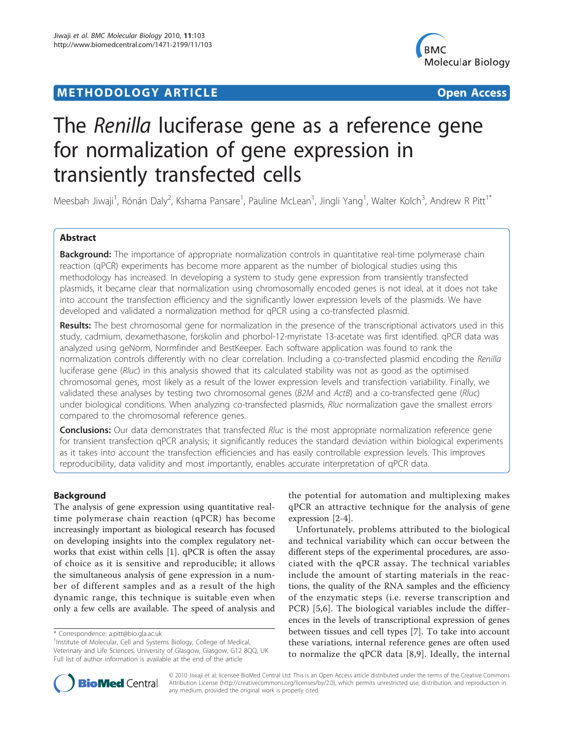**METHODOLOGY ARTICLE** **Open Access**

# The *Renilla* luciferase gene as a reference gene for normalization of gene expression in transiently transfected cells

Meesbah Jiwaji[1], Rónán Daly[2], Kshama Pansare[1], Pauline McLean[1], Jingli Yang[1], Walter Kolch[3], Andrew R Pitt[1*]

## Abstract

**Background:** The importance of appropriate normalization controls in quantitative real-time polymerase chain reaction (qPCR) experiments has become more apparent as the number of biological studies using this methodology has increased. In developing a system to study gene expression from transiently transfected plasmids, it became clear that normalization using chromosomally encoded genes is not ideal, at it does not take into account the transfection efficiency and the significantly lower expression levels of the plasmids. We have developed and validated a normalization method for qPCR using a co-transfected plasmid.

**Results:** The best chromosomal gene for normalization in the presence of the transcriptional activators used in this study, cadmium, dexamethasone, forskolin and phorbol-12-myristate 13-acetate was first identified. qPCR data was analyzed using geNorm, Normfinder and BestKeeper. Each software application was found to rank the normalization controls differently with no clear correlation. Including a co-transfected plasmid encoding the *Renilla* luciferase gene (*Rluc*) in this analysis showed that its calculated stability was not as good as the optimised chromosomal genes, most likely as a result of the lower expression levels and transfection variability. Finally, we validated these analyses by testing two chromosomal genes (*B2M* and *ActB*) and a co-transfected gene (*Rluc*) under biological conditions. When analyzing co-transfected plasmids, *Rluc* normalization gave the smallest errors compared to the chromosomal reference genes.

**Conclusions:** Our data demonstrates that transfected *Rluc* is the most appropriate normalization reference gene for transient transfection qPCR analysis; it significantly reduces the standard deviation within biological experiments as it takes into account the transfection efficiencies and has easily controllable expression levels. This improves reproducibility, data validity and most importantly, enables accurate interpretation of qPCR data.

## Background

The analysis of gene expression using quantitative real-time polymerase chain reaction (qPCR) has become increasingly important as biological research has focused on developing insights into the complex regulatory networks that exist within cells [1]. qPCR is often the assay of choice as it is sensitive and reproducible; it allows the simultaneous analysis of gene expression in a number of different samples and as a result of the high dynamic range, this technique is suitable even when only a few cells are available. The speed of analysis and the potential for automation and multiplexing makes qPCR an attractive technique for the analysis of gene expression [2-4].

Unfortunately, problems attributed to the biological and technical variability which can occur between the different steps of the experimental procedures, are associated with the qPCR assay. The technical variables include the amount of starting materials in the reactions, the quality of the RNA samples and the efficiency of the enzymatic steps (i.e. reverse transcription and PCR) [5,6]. The biological variables include the differences in the levels of transcriptional expression of genes between tissues and cell types [7]. To take into account these variations, internal reference genes are often used to normalize the qPCR data [8,9]. Ideally, the internal

\* Correspondence: a.pitt@bio.gla.ac.uk

[1]Institute of Molecular, Cell and Systems Biology, College of Medical, Veterinary and Life Sciences, University of Glasgow, Glasgow, G12 8QQ, UK

Full list of author information is available at the end of the article

© 2010 Jiwaji et al; licensee BioMed Central Ltd. This is an Open Access article distributed under the terms of the Creative Commons Attribution License (http://creativecommons.org/licenses/by/2.0), which permits unrestricted use, distribution, and reproduction in any medium, provided the original work is properly cited.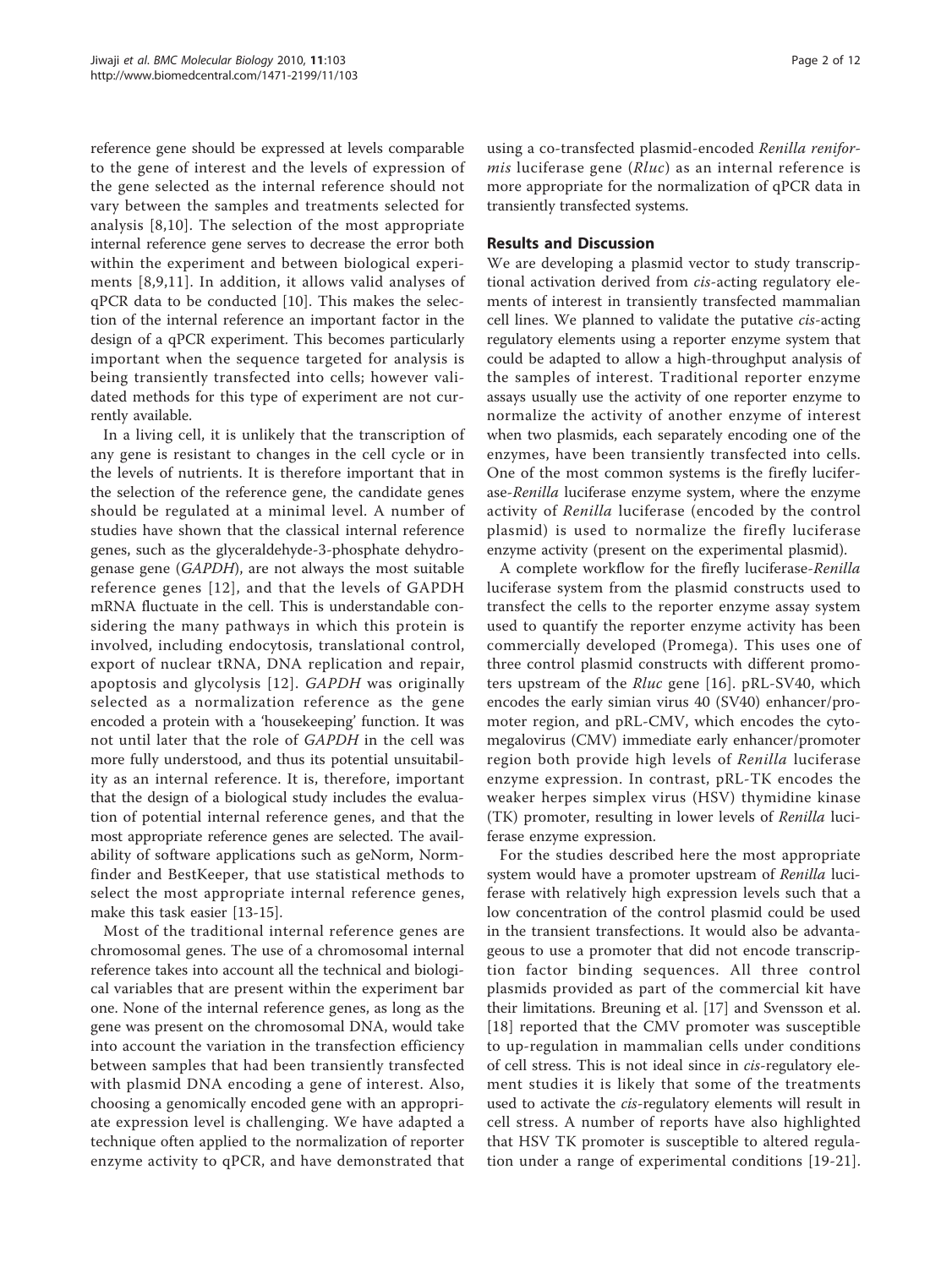reference gene should be expressed at levels comparable to the gene of interest and the levels of expression of the gene selected as the internal reference should not vary between the samples and treatments selected for analysis [8,10]. The selection of the most appropriate internal reference gene serves to decrease the error both within the experiment and between biological experiments [8,9,11]. In addition, it allows valid analyses of qPCR data to be conducted [10]. This makes the selection of the internal reference an important factor in the design of a qPCR experiment. This becomes particularly important when the sequence targeted for analysis is being transiently transfected into cells; however validated methods for this type of experiment are not currently available.

In a living cell, it is unlikely that the transcription of any gene is resistant to changes in the cell cycle or in the levels of nutrients. It is therefore important that in the selection of the reference gene, the candidate genes should be regulated at a minimal level. A number of studies have shown that the classical internal reference genes, such as the glyceraldehyde-3-phosphate dehydrogenase gene (*GAPDH*), are not always the most suitable reference genes [12], and that the levels of GAPDH mRNA fluctuate in the cell. This is understandable considering the many pathways in which this protein is involved, including endocytosis, translational control, export of nuclear tRNA, DNA replication and repair, apoptosis and glycolysis [12]. *GAPDH* was originally selected as a normalization reference as the gene encoded a protein with a 'housekeeping' function. It was not until later that the role of *GAPDH* in the cell was more fully understood, and thus its potential unsuitability as an internal reference. It is, therefore, important that the design of a biological study includes the evaluation of potential internal reference genes, and that the most appropriate reference genes are selected. The availability of software applications such as geNorm, Normfinder and BestKeeper, that use statistical methods to select the most appropriate internal reference genes, make this task easier [13-15].

Most of the traditional internal reference genes are chromosomal genes. The use of a chromosomal internal reference takes into account all the technical and biological variables that are present within the experiment bar one. None of the internal reference genes, as long as the gene was present on the chromosomal DNA, would take into account the variation in the transfection efficiency between samples that had been transiently transfected with plasmid DNA encoding a gene of interest. Also, choosing a genomically encoded gene with an appropriate expression level is challenging. We have adapted a technique often applied to the normalization of reporter enzyme activity to qPCR, and have demonstrated that using a co-transfected plasmid-encoded *Renilla reniformis* luciferase gene (*Rluc*) as an internal reference is more appropriate for the normalization of qPCR data in transiently transfected systems.

## Results and Discussion

We are developing a plasmid vector to study transcriptional activation derived from *cis*-acting regulatory elements of interest in transiently transfected mammalian cell lines. We planned to validate the putative *cis*-acting regulatory elements using a reporter enzyme system that could be adapted to allow a high-throughput analysis of the samples of interest. Traditional reporter enzyme assays usually use the activity of one reporter enzyme to normalize the activity of another enzyme of interest when two plasmids, each separately encoding one of the enzymes, have been transiently transfected into cells. One of the most common systems is the firefly luciferase-*Renilla* luciferase enzyme system, where the enzyme activity of *Renilla* luciferase (encoded by the control plasmid) is used to normalize the firefly luciferase enzyme activity (present on the experimental plasmid).

A complete workflow for the firefly luciferase-*Renilla* luciferase system from the plasmid constructs used to transfect the cells to the reporter enzyme assay system used to quantify the reporter enzyme activity has been commercially developed (Promega). This uses one of three control plasmid constructs with different promoters upstream of the *Rluc* gene [16]. pRL-SV40, which encodes the early simian virus 40 (SV40) enhancer/promoter region, and pRL-CMV, which encodes the cytomegalovirus (CMV) immediate early enhancer/promoter region both provide high levels of *Renilla* luciferase enzyme expression. In contrast, pRL-TK encodes the weaker herpes simplex virus (HSV) thymidine kinase (TK) promoter, resulting in lower levels of *Renilla* luciferase enzyme expression.

For the studies described here the most appropriate system would have a promoter upstream of *Renilla* luciferase with relatively high expression levels such that a low concentration of the control plasmid could be used in the transient transfections. It would also be advantageous to use a promoter that did not encode transcription factor binding sequences. All three control plasmids provided as part of the commercial kit have their limitations. Breuning et al. [17] and Svensson et al. [18] reported that the CMV promoter was susceptible to up-regulation in mammalian cells under conditions of cell stress. This is not ideal since in *cis*-regulatory element studies it is likely that some of the treatments used to activate the *cis*-regulatory elements will result in cell stress. A number of reports have also highlighted that HSV TK promoter is susceptible to altered regulation under a range of experimental conditions [19-21].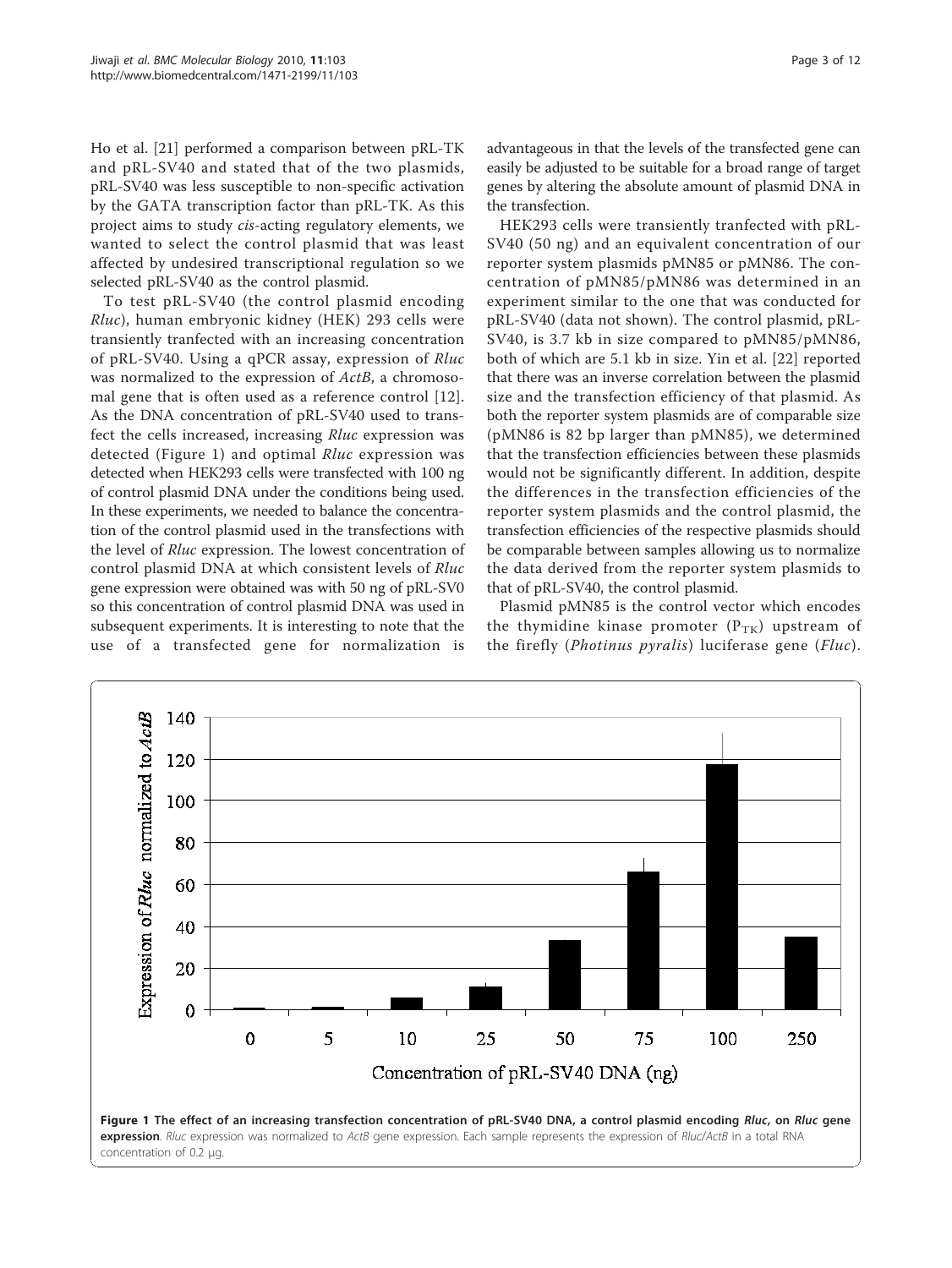Ho et al. [21] performed a comparison between pRL-TK and pRL-SV40 and stated that of the two plasmids, pRL-SV40 was less susceptible to non-specific activation by the GATA transcription factor than pRL-TK. As this project aims to study *cis*-acting regulatory elements, we wanted to select the control plasmid that was least affected by undesired transcriptional regulation so we selected pRL-SV40 as the control plasmid.

To test pRL-SV40 (the control plasmid encoding *Rluc*), human embryonic kidney (HEK) 293 cells were transiently tranfected with an increasing concentration of pRL-SV40. Using a qPCR assay, expression of *Rluc* was normalized to the expression of *ActB*, a chromosomal gene that is often used as a reference control [12]. As the DNA concentration of pRL-SV40 used to transfect the cells increased, increasing *Rluc* expression was detected (Figure 1) and optimal *Rluc* expression was detected when HEK293 cells were transfected with 100 ng of control plasmid DNA under the conditions being used. In these experiments, we needed to balance the concentration of the control plasmid used in the transfections with the level of *Rluc* expression. The lowest concentration of control plasmid DNA at which consistent levels of *Rluc* gene expression were obtained was with 50 ng of pRL-SV0 so this concentration of control plasmid DNA was used in subsequent experiments. It is interesting to note that the use of a transfected gene for normalization is advantageous in that the levels of the transfected gene can easily be adjusted to be suitable for a broad range of target genes by altering the absolute amount of plasmid DNA in the transfection.

HEK293 cells were transiently tranfected with pRL-SV40 (50 ng) and an equivalent concentration of our reporter system plasmids pMN85 or pMN86. The concentration of pMN85/pMN86 was determined in an experiment similar to the one that was conducted for pRL-SV40 (data not shown). The control plasmid, pRL-SV40, is 3.7 kb in size compared to pMN85/pMN86, both of which are 5.1 kb in size. Yin et al. [22] reported that there was an inverse correlation between the plasmid size and the transfection efficiency of that plasmid. As both the reporter system plasmids are of comparable size (pMN86 is 82 bp larger than pMN85), we determined that the transfection efficiencies between these plasmids would not be significantly different. In addition, despite the differences in the transfection efficiencies of the reporter system plasmids and the control plasmid, the transfection efficiencies of the respective plasmids should be comparable between samples allowing us to normalize the data derived from the reporter system plasmids to that of pRL-SV40, the control plasmid.

Plasmid pMN85 is the control vector which encodes the thymidine kinase promoter ($P_{TK}$) upstream of the firefly (*Photinus pyralis*) luciferase gene (*Fluc*).

**Figure 1 The effect of an increasing transfection concentration of pRL-SV40 DNA, a control plasmid encoding *Rluc*, on *Rluc* gene expression**. *Rluc* expression was normalized to *ActB* gene expression. Each sample represents the expression of *Rluc*/*ActB* in a total RNA concentration of 0.2 μg.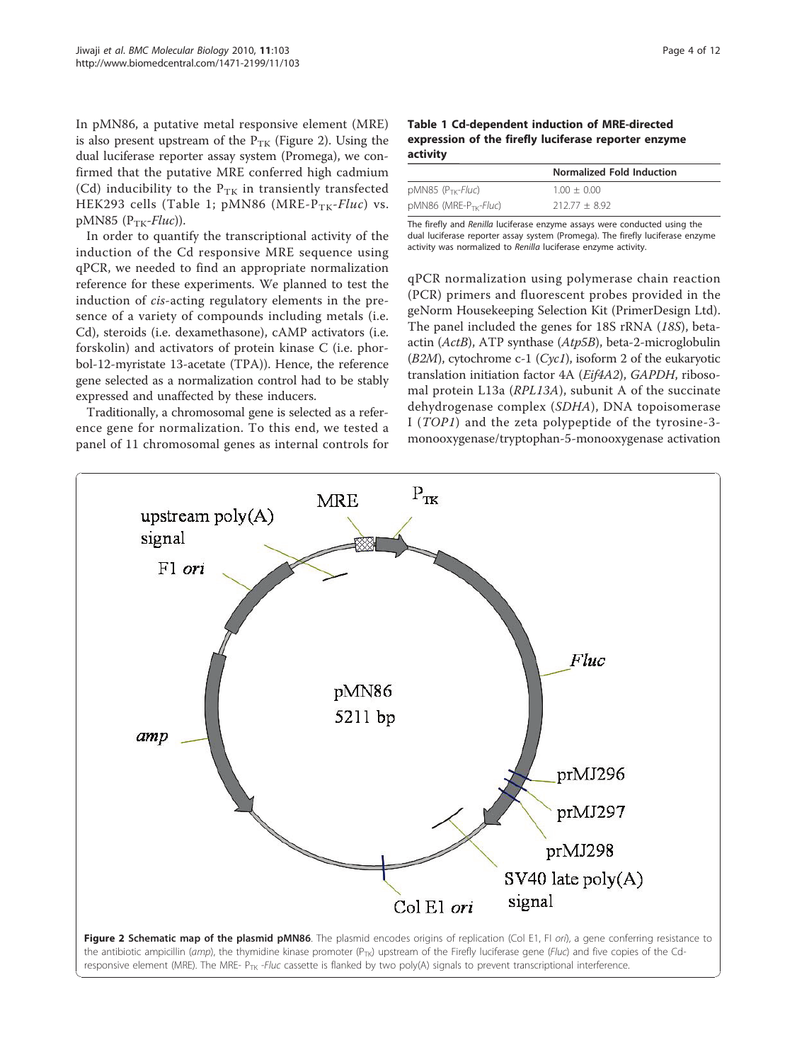In pMN86, a putative metal responsive element (MRE) is also present upstream of the $P_{TK}$ (Figure 2). Using the dual luciferase reporter assay system (Promega), we confirmed that the putative MRE conferred high cadmium (Cd) inducibility to the $P_{TK}$ in transiently transfected HEK293 cells (Table 1; pMN86 (MRE-$P_{TK}$-*Fluc*) vs. pMN85 ($P_{TK}$-*Fluc*)).

In order to quantify the transcriptional activity of the induction of the Cd responsive MRE sequence using qPCR, we needed to find an appropriate normalization reference for these experiments. We planned to test the induction of *cis*-acting regulatory elements in the presence of a variety of compounds including metals (i.e. Cd), steroids (i.e. dexamethasone), cAMP activators (i.e. forskolin) and activators of protein kinase C (i.e. phorbol-12-myristate 13-acetate (TPA)). Hence, the reference gene selected as a normalization control had to be stably expressed and unaffected by these inducers.

Traditionally, a chromosomal gene is selected as a reference gene for normalization. To this end, we tested a panel of 11 chromosomal genes as internal controls for qPCR normalization using polymerase chain reaction (PCR) primers and fluorescent probes provided in the geNorm Housekeeping Selection Kit (PrimerDesign Ltd). The panel included the genes for 18S rRNA (*18S*), beta-actin (*ActB*), ATP synthase (*Atp5B*), beta-2-microglobulin (*B2M*), cytochrome c-1 (*Cyc1*), isoform 2 of the eukaryotic translation initiation factor 4A (*Eif4A2*), *GAPDH*, ribosomal protein L13a (*RPL13A*), subunit A of the succinate dehydrogenase complex (*SDHA*), DNA topoisomerase I (*TOP1*) and the zeta polypeptide of the tyrosine-3-monooxygenase/tryptophan-5-monooxygenase activation

**Table 1 Cd-dependent induction of MRE-directed expression of the firefly luciferase reporter enzyme activity**

| | Normalized Fold Induction |
|---|---|
| pMN85 ($P_{TK}$-*Fluc*) | 1.00 ± 0.00 |
| pMN86 (MRE-$P_{TK}$-*Fluc*) | 212.77 ± 8.92 |

The firefly and *Renilla* luciferase enzyme assays were conducted using the dual luciferase reporter assay system (Promega). The firefly luciferase enzyme activity was normalized to *Renilla* luciferase enzyme activity.

**Figure 2 Schematic map of the plasmid pMN86**. The plasmid encodes origins of replication (Col E1, FI *ori*), a gene conferring resistance to the antibiotic ampicillin (*amp*), the thymidine kinase promoter ($P_{TK}$) upstream of the Firefly luciferase gene (*Fluc*) and five copies of the Cd-responsive element (MRE). The MRE- $P_{TK}$ -*Fluc* cassette is flanked by two poly(A) signals to prevent transcriptional interference.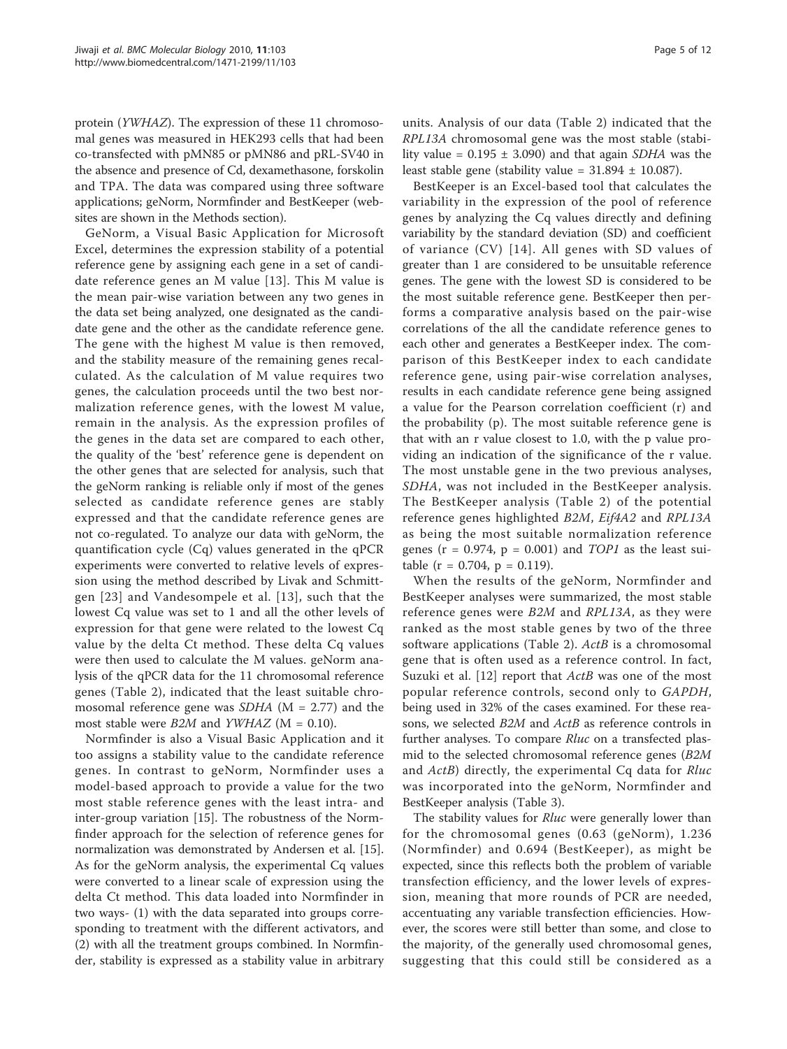protein (*YWHAZ*). The expression of these 11 chromosomal genes was measured in HEK293 cells that had been co-transfected with pMN85 or pMN86 and pRL-SV40 in the absence and presence of Cd, dexamethasone, forskolin and TPA. The data was compared using three software applications; geNorm, Normfinder and BestKeeper (websites are shown in the Methods section).

GeNorm, a Visual Basic Application for Microsoft Excel, determines the expression stability of a potential reference gene by assigning each gene in a set of candidate reference genes an M value [13]. This M value is the mean pair-wise variation between any two genes in the data set being analyzed, one designated as the candidate gene and the other as the candidate reference gene. The gene with the highest M value is then removed, and the stability measure of the remaining genes recalculated. As the calculation of M value requires two genes, the calculation proceeds until the two best normalization reference genes, with the lowest M value, remain in the analysis. As the expression profiles of the genes in the data set are compared to each other, the quality of the 'best' reference gene is dependent on the other genes that are selected for analysis, such that the geNorm ranking is reliable only if most of the genes selected as candidate reference genes are stably expressed and that the candidate reference genes are not co-regulated. To analyze our data with geNorm, the quantification cycle (Cq) values generated in the qPCR experiments were converted to relative levels of expression using the method described by Livak and Schmittgen [23] and Vandesompele et al. [13], such that the lowest Cq value was set to 1 and all the other levels of expression for that gene were related to the lowest Cq value by the delta Ct method. These delta Cq values were then used to calculate the M values. geNorm analysis of the qPCR data for the 11 chromosomal reference genes (Table 2), indicated that the least suitable chromosomal reference gene was *SDHA* (M = 2.77) and the most stable were *B2M* and *YWHAZ* (M = 0.10).

Normfinder is also a Visual Basic Application and it too assigns a stability value to the candidate reference genes. In contrast to geNorm, Normfinder uses a model-based approach to provide a value for the two most stable reference genes with the least intra- and inter-group variation [15]. The robustness of the Normfinder approach for the selection of reference genes for normalization was demonstrated by Andersen et al. [15]. As for the geNorm analysis, the experimental Cq values were converted to a linear scale of expression using the delta Ct method. This data loaded into Normfinder in two ways- (1) with the data separated into groups corresponding to treatment with the different activators, and (2) with all the treatment groups combined. In Normfinder, stability is expressed as a stability value in arbitrary units. Analysis of our data (Table 2) indicated that the *RPL13A* chromosomal gene was the most stable (stability value = 0.195 ± 3.090) and that again *SDHA* was the least stable gene (stability value = 31.894 ± 10.087).

BestKeeper is an Excel-based tool that calculates the variability in the expression of the pool of reference genes by analyzing the Cq values directly and defining variability by the standard deviation (SD) and coefficient of variance (CV) [14]. All genes with SD values of greater than 1 are considered to be unsuitable reference genes. The gene with the lowest SD is considered to be the most suitable reference gene. BestKeeper then performs a comparative analysis based on the pair-wise correlations of the all the candidate reference genes to each other and generates a BestKeeper index. The comparison of this BestKeeper index to each candidate reference gene, using pair-wise correlation analyses, results in each candidate reference gene being assigned a value for the Pearson correlation coefficient (r) and the probability (p). The most suitable reference gene is that with an r value closest to 1.0, with the p value providing an indication of the significance of the r value. The most unstable gene in the two previous analyses, *SDHA*, was not included in the BestKeeper analysis. The BestKeeper analysis (Table 2) of the potential reference genes highlighted *B2M*, *Eif4A2* and *RPL13A* as being the most suitable normalization reference genes (r = 0.974, p = 0.001) and *TOP1* as the least suitable (r = 0.704, p = 0.119).

When the results of the geNorm, Normfinder and BestKeeper analyses were summarized, the most stable reference genes were *B2M* and *RPL13A*, as they were ranked as the most stable genes by two of the three software applications (Table 2). *ActB* is a chromosomal gene that is often used as a reference control. In fact, Suzuki et al. [12] report that *ActB* was one of the most popular reference controls, second only to *GAPDH*, being used in 32% of the cases examined. For these reasons, we selected *B2M* and *ActB* as reference controls in further analyses. To compare *Rluc* on a transfected plasmid to the selected chromosomal reference genes (*B2M* and *ActB*) directly, the experimental Cq data for *Rluc* was incorporated into the geNorm, Normfinder and BestKeeper analysis (Table 3).

The stability values for *Rluc* were generally lower than for the chromosomal genes (0.63 (geNorm), 1.236 (Normfinder) and 0.694 (BestKeeper), as might be expected, since this reflects both the problem of variable transfection efficiency, and the lower levels of expression, meaning that more rounds of PCR are needed, accentuating any variable transfection efficiencies. However, the scores were still better than some, and close to the majority, of the generally used chromosomal genes, suggesting that this could still be considered as a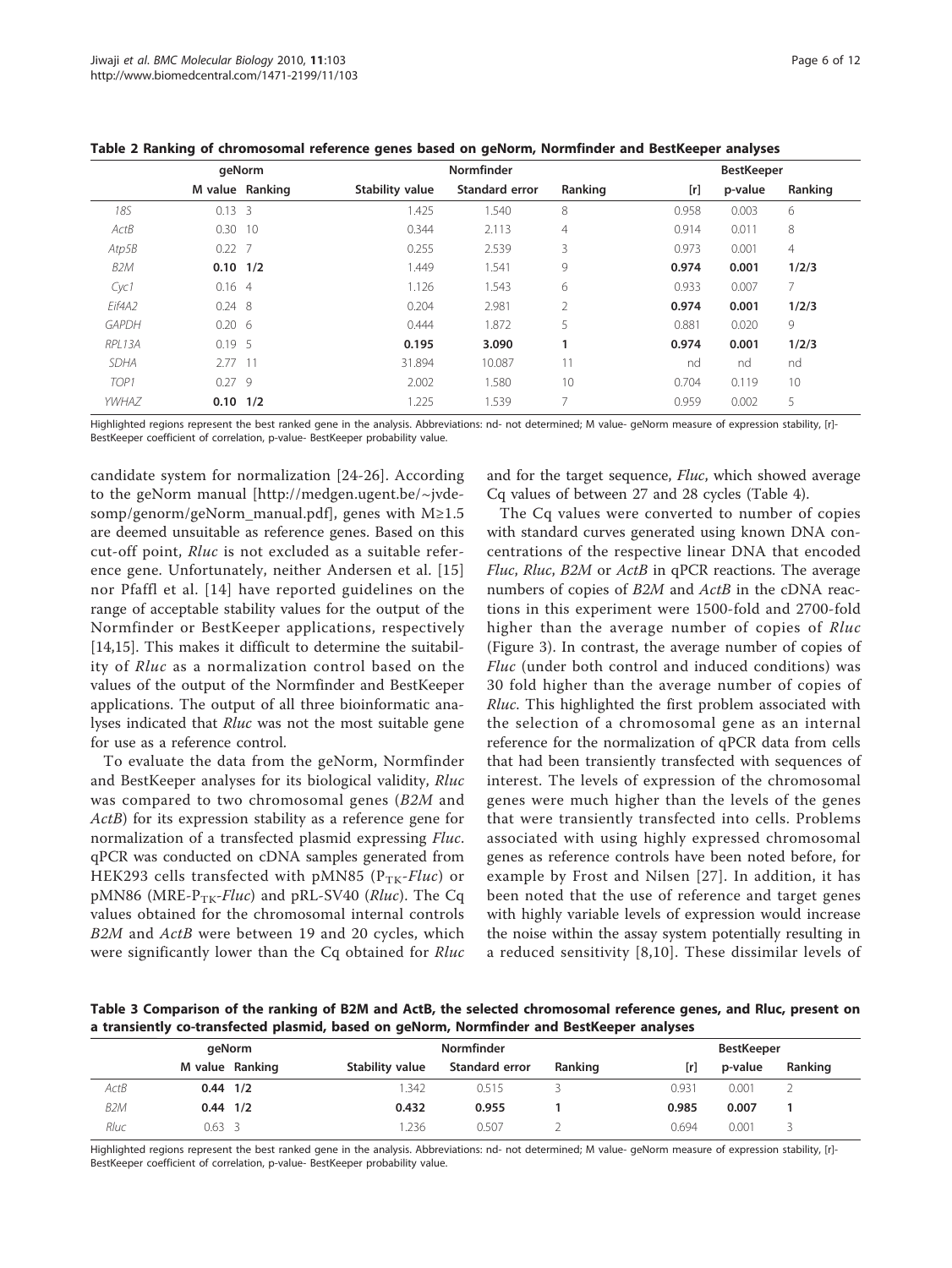**Table 2 Ranking of chromosomal reference genes based on geNorm, Normfinder and BestKeeper analyses**

| | geNorm | | Normfinder | | | BestKeeper | | |
|---|---|---|---|---|---|---|---|---|
| | M value | Ranking | Stability value | Standard error | Ranking | [r] | p-value | Ranking |
| *18S* | 0.13 | 3 | 1.425 | 1.540 | 8 | 0.958 | 0.003 | 6 |
| *ActB* | 0.30 | 10 | 0.344 | 2.113 | 4 | 0.914 | 0.011 | 8 |
| *Atp5B* | 0.22 | 7 | 0.255 | 2.539 | 3 | 0.973 | 0.001 | 4 |
| *B2M* | **0.10** | **1/2** | 1.449 | 1.541 | 9 | **0.974** | **0.001** | **1/2/3** |
| *Cyc1* | 0.16 | 4 | 1.126 | 1.543 | 6 | 0.933 | 0.007 | 7 |
| *Eif4A2* | 0.24 | 8 | 0.204 | 2.981 | 2 | **0.974** | **0.001** | **1/2/3** |
| *GAPDH* | 0.20 | 6 | 0.444 | 1.872 | 5 | 0.881 | 0.020 | 9 |
| *RPL13A* | 0.19 | 5 | **0.195** | **3.090** | **1** | **0.974** | **0.001** | **1/2/3** |
| *SDHA* | 2.77 | 11 | 31.894 | 10.087 | 11 | nd | nd | nd |
| *TOP1* | 0.27 | 9 | 2.002 | 1.580 | 10 | 0.704 | 0.119 | 10 |
| *YWHAZ* | **0.10** | **1/2** | 1.225 | 1.539 | 7 | 0.959 | 0.002 | 5 |

Highlighted regions represent the best ranked gene in the analysis. Abbreviations: nd- not determined; M value- geNorm measure of expression stability, [r]- BestKeeper coefficient of correlation, p-value- BestKeeper probability value.

candidate system for normalization [24-26]. According to the geNorm manual [http://medgen.ugent.be/~jvdesomp/genorm/geNorm_manual.pdf], genes with M≥1.5 are deemed unsuitable as reference genes. Based on this cut-off point, *Rluc* is not excluded as a suitable reference gene. Unfortunately, neither Andersen et al. [15] nor Pfaffl et al. [14] have reported guidelines on the range of acceptable stability values for the output of the Normfinder or BestKeeper applications, respectively [14,15]. This makes it difficult to determine the suitability of *Rluc* as a normalization control based on the values of the output of the Normfinder and BestKeeper applications. The output of all three bioinformatic analyses indicated that *Rluc* was not the most suitable gene for use as a reference control.

To evaluate the data from the geNorm, Normfinder and BestKeeper analyses for its biological validity, *Rluc* was compared to two chromosomal genes (*B2M* and *ActB*) for its expression stability as a reference gene for normalization of a transfected plasmid expressing *Fluc*. qPCR was conducted on cDNA samples generated from HEK293 cells transfected with pMN85 ($P_{TK}$-*Fluc*) or pMN86 (MRE-$P_{TK}$-*Fluc*) and pRL-SV40 (*Rluc*). The Cq values obtained for the chromosomal internal controls *B2M* and *ActB* were between 19 and 20 cycles, which were significantly lower than the Cq obtained for *Rluc* and for the target sequence, *Fluc*, which showed average Cq values of between 27 and 28 cycles (Table 4).

The Cq values were converted to number of copies with standard curves generated using known DNA concentrations of the respective linear DNA that encoded *Fluc*, *Rluc*, *B2M* or *ActB* in qPCR reactions. The average numbers of copies of *B2M* and *ActB* in the cDNA reactions in this experiment were 1500-fold and 2700-fold higher than the average number of copies of *Rluc* (Figure 3). In contrast, the average number of copies of *Fluc* (under both control and induced conditions) was 30 fold higher than the average number of copies of *Rluc*. This highlighted the first problem associated with the selection of a chromosomal gene as an internal reference for the normalization of qPCR data from cells that had been transiently transfected with sequences of interest. The levels of expression of the chromosomal genes were much higher than the levels of the genes that were transiently transfected into cells. Problems associated with using highly expressed chromosomal genes as reference controls have been noted before, for example by Frost and Nilsen [27]. In addition, it has been noted that the use of reference and target genes with highly variable levels of expression would increase the noise within the assay system potentially resulting in a reduced sensitivity [8,10]. These dissimilar levels of

**Table 3 Comparison of the ranking of B2M and ActB, the selected chromosomal reference genes, and Rluc, present on a transiently co-transfected plasmid, based on geNorm, Normfinder and BestKeeper analyses**

| | geNorm | | Normfinder | | | BestKeeper | | |
|---|---|---|---|---|---|---|---|---|
| | M value | Ranking | Stability value | Standard error | Ranking | [r] | p-value | Ranking |
| *ActB* | **0.44** | **1/2** | 1.342 | 0.515 | 3 | 0.931 | 0.001 | 2 |
| *B2M* | **0.44** | **1/2** | **0.432** | **0.955** | **1** | **0.985** | **0.007** | **1** |
| *Rluc* | 0.63 | 3 | 1.236 | 0.507 | 2 | 0.694 | 0.001 | 3 |

Highlighted regions represent the best ranked gene in the analysis. Abbreviations: nd- not determined; M value- geNorm measure of expression stability, [r]- BestKeeper coefficient of correlation, p-value- BestKeeper probability value.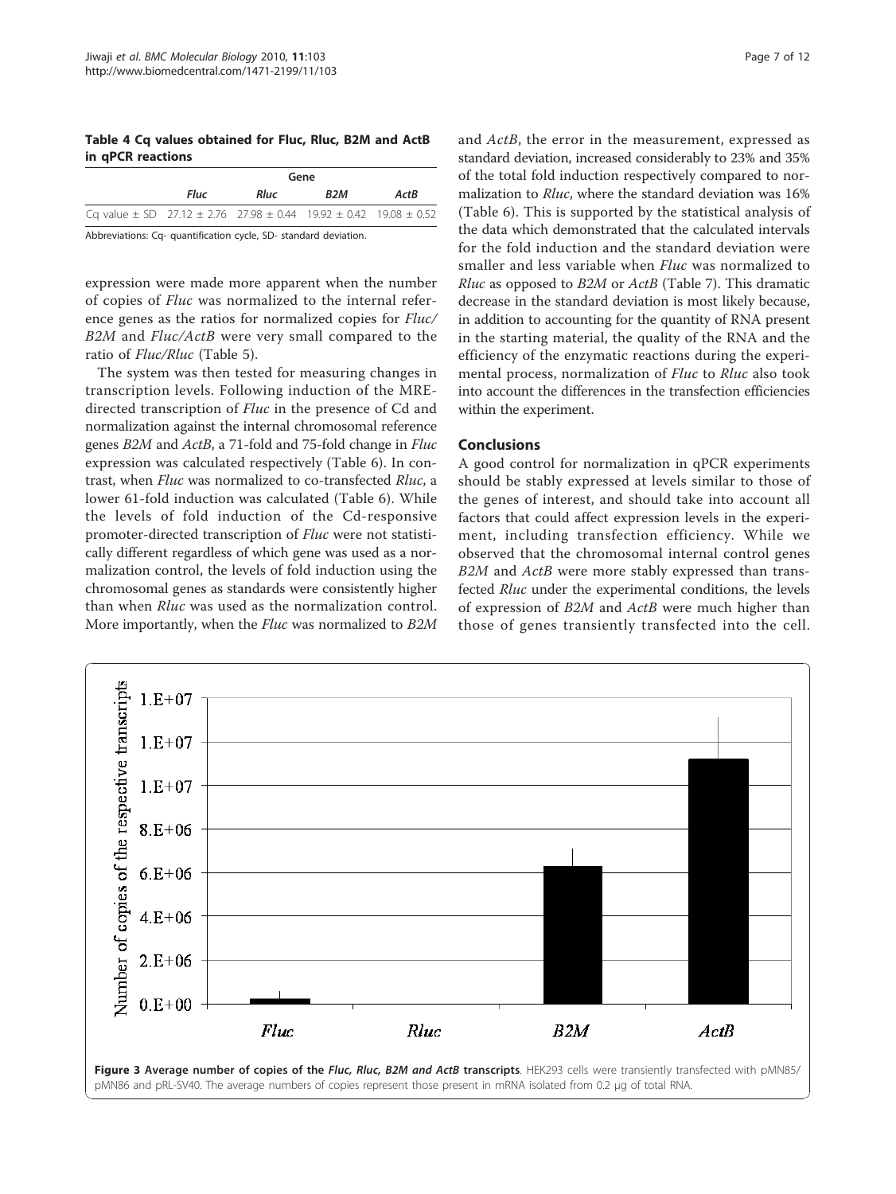**Table 4 Cq values obtained for Fluc, Rluc, B2M and ActB in qPCR reactions**

| | Gene | | | |
|---|---|---|---|---|
| | *Fluc* | *Rluc* | *B2M* | *ActB* |
| Cq value ± SD | 27.12 ± 2.76 | 27.98 ± 0.44 | 19.92 ± 0.42 | 19.08 ± 0.52 |

Abbreviations: Cq- quantification cycle, SD- standard deviation.

expression were made more apparent when the number of copies of *Fluc* was normalized to the internal reference genes as the ratios for normalized copies for *Fluc/B2M* and *Fluc/ActB* were very small compared to the ratio of *Fluc/Rluc* (Table 5).

The system was then tested for measuring changes in transcription levels. Following induction of the MRE-directed transcription of *Fluc* in the presence of Cd and normalization against the internal chromosomal reference genes *B2M* and *ActB*, a 71-fold and 75-fold change in *Fluc* expression was calculated respectively (Table 6). In contrast, when *Fluc* was normalized to co-transfected *Rluc*, a lower 61-fold induction was calculated (Table 6). While the levels of fold induction of the Cd-responsive promoter-directed transcription of *Fluc* were not statistically different regardless of which gene was used as a normalization control, the levels of fold induction using the chromosomal genes as standards were consistently higher than when *Rluc* was used as the normalization control. More importantly, when the *Fluc* was normalized to *B2M* and *ActB*, the error in the measurement, expressed as standard deviation, increased considerably to 23% and 35% of the total fold induction respectively compared to normalization to *Rluc*, where the standard deviation was 16% (Table 6). This is supported by the statistical analysis of the data which demonstrated that the calculated intervals for the fold induction and the standard deviation were smaller and less variable when *Fluc* was normalized to *Rluc* as opposed to *B2M* or *ActB* (Table 7). This dramatic decrease in the standard deviation is most likely because, in addition to accounting for the quantity of RNA present in the starting material, the quality of the RNA and the efficiency of the enzymatic reactions during the experimental process, normalization of *Fluc* to *Rluc* also took into account the differences in the transfection efficiencies within the experiment.

## Conclusions

A good control for normalization in qPCR experiments should be stably expressed at levels similar to those of the genes of interest, and should take into account all factors that could affect expression levels in the experiment, including transfection efficiency. While we observed that the chromosomal internal control genes *B2M* and *ActB* were more stably expressed than transfected *Rluc* under the experimental conditions, the levels of expression of *B2M* and *ActB* were much higher than those of genes transiently transfected into the cell.

**Figure 3 Average number of copies of the *Fluc, Rluc, B2M and ActB* transcripts**. HEK293 cells were transiently transfected with pMN85/pMN86 and pRL-SV40. The average numbers of copies represent those present in mRNA isolated from 0.2 µg of total RNA.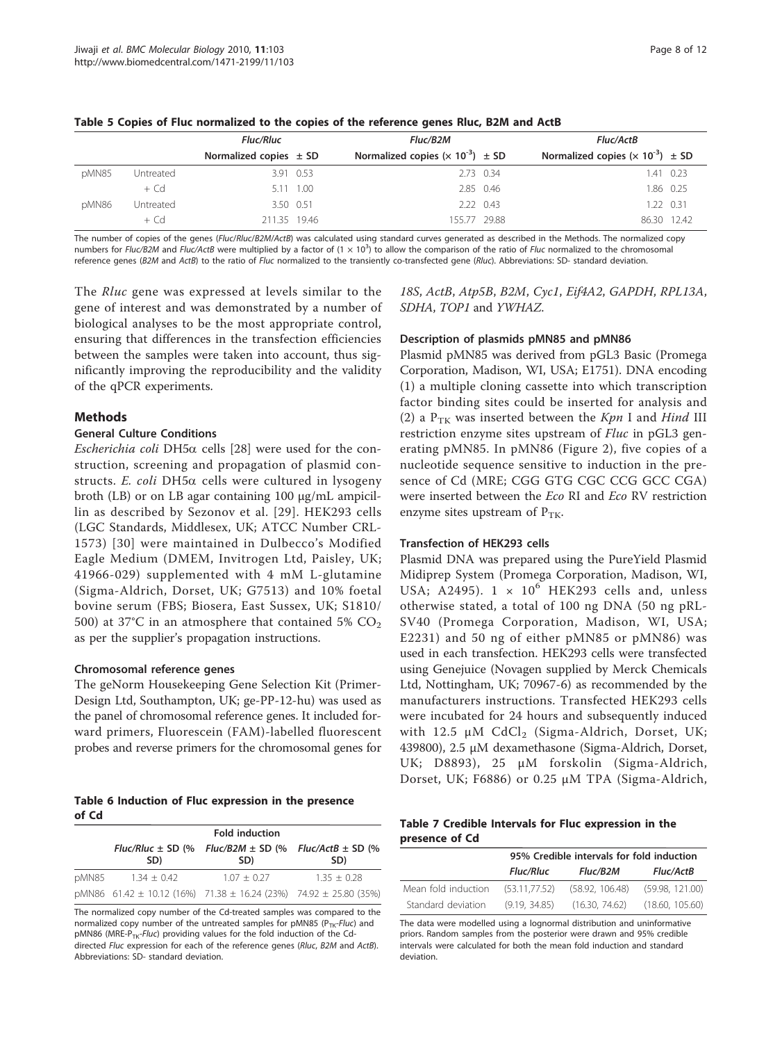**Table 5 Copies of Fluc normalized to the copies of the reference genes Rluc, B2M and ActB**

| | | *Fluc/Rluc* | | *Fluc/B2M* | | *Fluc/ActB* | |
|---|---|---|---|---|---|---|---|
| | | Normalized copies | ± SD | Normalized copies ($\times 10^{-3}$) | ± SD | Normalized copies ($\times 10^{-3}$) | ± SD |
| pMN85 | Untreated | 3.91 | 0.53 | 2.73 | 0.34 | 1.41 | 0.23 |
| | + Cd | 5.11 | 1.00 | 2.85 | 0.46 | 1.86 | 0.25 |
| pMN86 | Untreated | 3.50 | 0.51 | 2.22 | 0.43 | 1.22 | 0.31 |
| | + Cd | 211.35 | 19.46 | 155.77 | 29.88 | 86.30 | 12.42 |

The number of copies of the genes (*Fluc/Rluc/B2M/ActB*) was calculated using standard curves generated as described in the Methods. The normalized copy numbers for *Fluc/B2M* and *Fluc/ActB* were multiplied by a factor of ($1 \times 10^3$) to allow the comparison of the ratio of *Fluc* normalized to the chromosomal reference genes (*B2M* and *ActB*) to the ratio of *Fluc* normalized to the transiently co-transfected gene (*Rluc*). Abbreviations: SD- standard deviation.

The *Rluc* gene was expressed at levels similar to the gene of interest and was demonstrated by a number of biological analyses to be the most appropriate control, ensuring that differences in the transfection efficiencies between the samples were taken into account, thus significantly improving the reproducibility and the validity of the qPCR experiments.

## Methods

### General Culture Conditions

*Escherichia coli* DH5α cells [28] were used for the construction, screening and propagation of plasmid constructs. *E. coli* DH5α cells were cultured in lysogeny broth (LB) or on LB agar containing 100 μg/mL ampicillin as described by Sezonov et al. [29]. HEK293 cells (LGC Standards, Middlesex, UK; ATCC Number CRL-1573) [30] were maintained in Dulbecco's Modified Eagle Medium (DMEM, Invitrogen Ltd, Paisley, UK; 41966-029) supplemented with 4 mM L-glutamine (Sigma-Aldrich, Dorset, UK; G7513) and 10% foetal bovine serum (FBS; Biosera, East Sussex, UK; S1810/500) at 37°C in an atmosphere that contained 5% $CO_2$ as per the supplier's propagation instructions.

### Chromosomal reference genes

The geNorm Housekeeping Gene Selection Kit (PrimerDesign Ltd, Southampton, UK; ge-PP-12-hu) was used as the panel of chromosomal reference genes. It included forward primers, Fluorescein (FAM)-labelled fluorescent probes and reverse primers for the chromosomal genes for *18S*, *ActB*, *Atp5B*, *B2M*, *Cyc1*, *Eif4A2*, *GAPDH*, *RPL13A*, *SDHA*, *TOP1* and *YWHAZ*.

### Description of plasmids pMN85 and pMN86

Plasmid pMN85 was derived from pGL3 Basic (Promega Corporation, Madison, WI, USA; E1751). DNA encoding (1) a multiple cloning cassette into which transcription factor binding sites could be inserted for analysis and (2) a $P_{TK}$ was inserted between the *Kpn* I and *Hind* III restriction enzyme sites upstream of *Fluc* in pGL3 generating pMN85. In pMN86 (Figure 2), five copies of a nucleotide sequence sensitive to induction in the presence of Cd (MRE; CGG GTG CGC CCG GCC CGA) were inserted between the *Eco* RI and *Eco* RV restriction enzyme sites upstream of $P_{TK}$.

### Transfection of HEK293 cells

Plasmid DNA was prepared using the PureYield Plasmid Midiprep System (Promega Corporation, Madison, WI, USA; A2495). $1 \times 10^6$ HEK293 cells and, unless otherwise stated, a total of 100 ng DNA (50 ng pRL-SV40 (Promega Corporation, Madison, WI, USA; E2231) and 50 ng of either pMN85 or pMN86) was used in each transfection. HEK293 cells were transfected using Genejuice (Novagen supplied by Merck Chemicals Ltd, Nottingham, UK; 70967-6) as recommended by the manufacturers instructions. Transfected HEK293 cells were incubated for 24 hours and subsequently induced with 12.5 μM $CdCl_2$ (Sigma-Aldrich, Dorset, UK; 439800), 2.5 μM dexamethasone (Sigma-Aldrich, Dorset, UK; D8893), 25 μM forskolin (Sigma-Aldrich, Dorset, UK; F6886) or 0.25 μM TPA (Sigma-Aldrich,

**Table 6 Induction of Fluc expression in the presence of Cd**

| | Fold induction | | |
|---|---|---|---|
| | *Fluc/Rluc* ± SD (% SD) | *Fluc/B2M* ± SD (% SD) | *Fluc/ActB* ± SD (% SD) |
| pMN85 | 1.34 ± 0.42 | 1.07 ± 0.27 | 1.35 ± 0.28 |
| pMN86 | 61.42 ± 10.12 (16%) | 71.38 ± 16.24 (23%) | 74.92 ± 25.80 (35%) |

The normalized copy number of the Cd-treated samples was compared to the normalized copy number of the untreated samples for pMN85 ($P_{TK}$-*Fluc*) and pMN86 (MRE-$P_{TK}$-*Fluc*) providing values for the fold induction of the Cd-directed *Fluc* expression for each of the reference genes (*Rluc*, *B2M* and *ActB*). Abbreviations: SD- standard deviation.

**Table 7 Credible Intervals for Fluc expression in the presence of Cd**

| | 95% Credible intervals for fold induction | | |
|---|---|---|---|
| | *Fluc/Rluc* | *Fluc/B2M* | *Fluc/ActB* |
| Mean fold induction | (53.11,77.52) | (58.92, 106.48) | (59.98, 121.00) |
| Standard deviation | (9.19, 34.85) | (16.30, 74.62) | (18.60, 105.60) |

The data were modelled using a lognormal distribution and uninformative priors. Random samples from the posterior were drawn and 95% credible intervals were calculated for both the mean fold induction and standard deviation.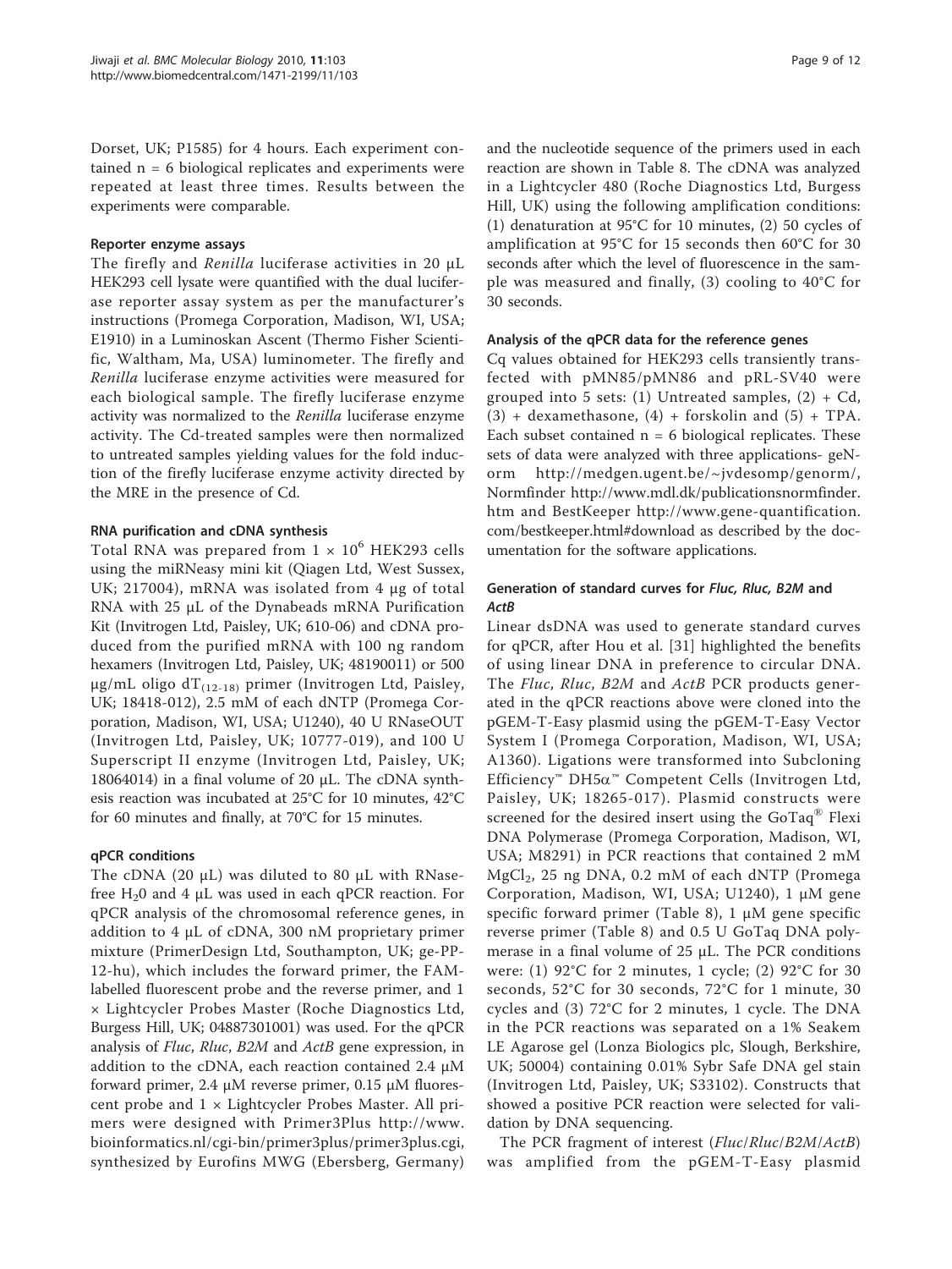Dorset, UK; P1585) for 4 hours. Each experiment contained n = 6 biological replicates and experiments were repeated at least three times. Results between the experiments were comparable.

### Reporter enzyme assays

The firefly and *Renilla* luciferase activities in 20 μL HEK293 cell lysate were quantified with the dual luciferase reporter assay system as per the manufacturer's instructions (Promega Corporation, Madison, WI, USA; E1910) in a Luminoskan Ascent (Thermo Fisher Scientific, Waltham, Ma, USA) luminometer. The firefly and *Renilla* luciferase enzyme activities were measured for each biological sample. The firefly luciferase enzyme activity was normalized to the *Renilla* luciferase enzyme activity. The Cd-treated samples were then normalized to untreated samples yielding values for the fold induction of the firefly luciferase enzyme activity directed by the MRE in the presence of Cd.

### RNA purification and cDNA synthesis

Total RNA was prepared from $1 \times 10^6$ HEK293 cells using the miRNeasy mini kit (Qiagen Ltd, West Sussex, UK; 217004), mRNA was isolated from 4 μg of total RNA with 25 μL of the Dynabeads mRNA Purification Kit (Invitrogen Ltd, Paisley, UK; 610-06) and cDNA produced from the purified mRNA with 100 ng random hexamers (Invitrogen Ltd, Paisley, UK; 48190011) or 500 μg/mL oligo $dT_{(12-18)}$ primer (Invitrogen Ltd, Paisley, UK; 18418-012), 2.5 mM of each dNTP (Promega Corporation, Madison, WI, USA; U1240), 40 U RNaseOUT (Invitrogen Ltd, Paisley, UK; 10777-019), and 100 U Superscript II enzyme (Invitrogen Ltd, Paisley, UK; 18064014) in a final volume of 20 μL. The cDNA synthesis reaction was incubated at 25°C for 10 minutes, 42°C for 60 minutes and finally, at 70°C for 15 minutes.

### qPCR conditions

The cDNA (20 μL) was diluted to 80 μL with RNase-free $H_20$ and 4 μL was used in each qPCR reaction. For qPCR analysis of the chromosomal reference genes, in addition to 4 μL of cDNA, 300 nM proprietary primer mixture (PrimerDesign Ltd, Southampton, UK; ge-PP-12-hu), which includes the forward primer, the FAM-labelled fluorescent probe and the reverse primer, and 1 × Lightcycler Probes Master (Roche Diagnostics Ltd, Burgess Hill, UK; 04887301001) was used. For the qPCR analysis of *Fluc*, *Rluc*, *B2M* and *ActB* gene expression, in addition to the cDNA, each reaction contained 2.4 μM forward primer, 2.4 μM reverse primer, 0.15 μM fluorescent probe and 1 × Lightcycler Probes Master. All primers were designed with Primer3Plus http://www.bioinformatics.nl/cgi-bin/primer3plus/primer3plus.cgi, synthesized by Eurofins MWG (Ebersberg, Germany) and the nucleotide sequence of the primers used in each reaction are shown in Table 8. The cDNA was analyzed in a Lightcycler 480 (Roche Diagnostics Ltd, Burgess Hill, UK) using the following amplification conditions: (1) denaturation at 95°C for 10 minutes, (2) 50 cycles of amplification at 95°C for 15 seconds then 60°C for 30 seconds after which the level of fluorescence in the sample was measured and finally, (3) cooling to 40°C for 30 seconds.

### Analysis of the qPCR data for the reference genes

Cq values obtained for HEK293 cells transiently transfected with pMN85/pMN86 and pRL-SV40 were grouped into 5 sets: (1) Untreated samples, (2) + Cd, (3) + dexamethasone, (4) + forskolin and (5) + TPA. Each subset contained n = 6 biological replicates. These sets of data were analyzed with three applications- geNorm http://medgen.ugent.be/~jvdesomp/genorm/, Normfinder http://www.mdl.dk/publicationsnormfinder.htm and BestKeeper http://www.gene-quantification.com/bestkeeper.html#download as described by the documentation for the software applications.

### Generation of standard curves for *Fluc, Rluc, B2M* and *ActB*

Linear dsDNA was used to generate standard curves for qPCR, after Hou et al. [31] highlighted the benefits of using linear DNA in preference to circular DNA. The *Fluc*, *Rluc*, *B2M* and *ActB* PCR products generated in the qPCR reactions above were cloned into the pGEM-T-Easy plasmid using the pGEM-T-Easy Vector System I (Promega Corporation, Madison, WI, USA; A1360). Ligations were transformed into Subcloning Efficiency™ DH5α™ Competent Cells (Invitrogen Ltd, Paisley, UK; 18265-017). Plasmid constructs were screened for the desired insert using the GoTaq® Flexi DNA Polymerase (Promega Corporation, Madison, WI, USA; M8291) in PCR reactions that contained 2 mM $MgCl_2$, 25 ng DNA, 0.2 mM of each dNTP (Promega Corporation, Madison, WI, USA; U1240), 1 μM gene specific forward primer (Table 8), 1 μM gene specific reverse primer (Table 8) and 0.5 U GoTaq DNA polymerase in a final volume of 25 μL. The PCR conditions were: (1) 92°C for 2 minutes, 1 cycle; (2) 92°C for 30 seconds, 52°C for 30 seconds, 72°C for 1 minute, 30 cycles and (3) 72°C for 2 minutes, 1 cycle. The DNA in the PCR reactions was separated on a 1% Seakem LE Agarose gel (Lonza Biologics plc, Slough, Berkshire, UK; 50004) containing 0.01% Sybr Safe DNA gel stain (Invitrogen Ltd, Paisley, UK; S33102). Constructs that showed a positive PCR reaction were selected for validation by DNA sequencing.

The PCR fragment of interest (*Fluc*/*Rluc*/*B2M*/*ActB*) was amplified from the pGEM-T-Easy plasmid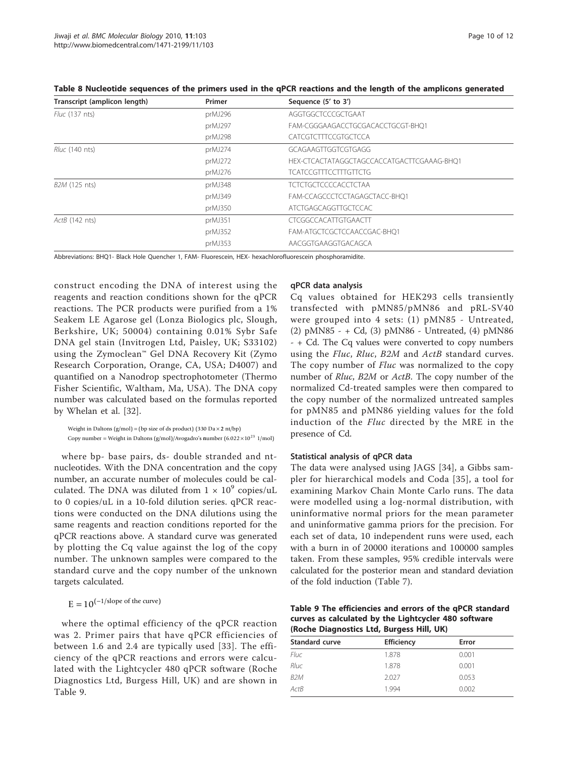**Table 8 Nucleotide sequences of the primers used in the qPCR reactions and the length of the amplicons generated**

| Transcript (amplicon length) | Primer | Sequence (5' to 3') |
|---|---|---|
| *Fluc* (137 nts) | prMJ296 | AGGTGGCTCCCGCTGAAT |
| | prMJ297 | FAM-CGGGAAGACCTGCGACACCTGCGT-BHQ1 |
| | prMJ298 | CATCGTCTTTCCGTGCTCCA |
| *Rluc* (140 nts) | prMJ274 | GCAGAAGTTGGTCGTGAGG |
| | prMJ272 | HEX-CTCACTATAGGCTAGCCACCATGACTTCGAAAG-BHQ1 |
| | prMJ276 | TCATCCGTTTCCTTTGTTCTG |
| *B2M* (125 nts) | prMJ348 | TCTCTGCTCCCCACCTCTAA |
| | prMJ349 | FAM-CCAGCCCTCCTAGAGCTACC-BHQ1 |
| | prMJ350 | ATCTGAGCAGGTTGCTCCAC |
| *ActB* (142 nts) | prMJ351 | CTCGGCCACATTGTGAACTT |
| | prMJ352 | FAM-ATGCTCGCTCCAACCGAC-BHQ1 |
| | prMJ353 | AACGGTGAAGGTGACAGCA |

Abbreviations: BHQ1- Black Hole Quencher 1, FAM- Fluorescein, HEX- hexachlorofluorescein phosphoramidite.

construct encoding the DNA of interest using the reagents and reaction conditions shown for the qPCR reactions. The PCR products were purified from a 1% Seakem LE Agarose gel (Lonza Biologics plc, Slough, Berkshire, UK; 50004) containing 0.01% Sybr Safe DNA gel stain (Invitrogen Ltd, Paisley, UK; S33102) using the Zymoclean™ Gel DNA Recovery Kit (Zymo Research Corporation, Orange, CA, USA; D4007) and quantified on a Nanodrop spectrophotometer (Thermo Fisher Scientific, Waltham, Ma, USA). The DNA copy number was calculated based on the formulas reported by Whelan et al. [32].

$$\text{Weight in Daltons (g/mol)} = (\text{bp size of ds product})\ (330\ \text{Da} \times 2\ \text{nt/bp})$$

$$\text{Copy number} = \text{Weight in Daltons (g/mol)/Avogadro's number}\ (6.022 \times 10^{23}\ \text{1/mol})$$

where bp- base pairs, ds- double stranded and nt- nucleotides. With the DNA concentration and the copy number, an accurate number of molecules could be calculated. The DNA was diluted from $1 \times 10^9$ copies/uL to 0 copies/uL in a 10-fold dilution series. qPCR reactions were conducted on the DNA dilutions using the same reagents and reaction conditions reported for the qPCR reactions above. A standard curve was generated by plotting the Cq value against the log of the copy number. The unknown samples were compared to the standard curve and the copy number of the unknown targets calculated.

$$E = 10^{(-1/\text{slope of the curve})}$$

where the optimal efficiency of the qPCR reaction was 2. Primer pairs that have qPCR efficiencies of between 1.6 and 2.4 are typically used [33]. The efficiency of the qPCR reactions and errors were calculated with the Lightcycler 480 qPCR software (Roche Diagnostics Ltd, Burgess Hill, UK) and are shown in Table 9.

### qPCR data analysis

Cq values obtained for HEK293 cells transiently transfected with pMN85/pMN86 and pRL-SV40 were grouped into 4 sets: (1) pMN85 - Untreated, (2) pMN85 - + Cd, (3) pMN86 - Untreated, (4) pMN86 - + Cd. The Cq values were converted to copy numbers using the *Fluc*, *Rluc*, *B2M* and *ActB* standard curves. The copy number of *Fluc* was normalized to the copy number of *Rluc*, *B2M* or *ActB*. The copy number of the normalized Cd-treated samples were then compared to the copy number of the normalized untreated samples for pMN85 and pMN86 yielding values for the fold induction of the *Fluc* directed by the MRE in the presence of Cd.

### Statistical analysis of qPCR data

The data were analysed using JAGS [34], a Gibbs sampler for hierarchical models and Coda [35], a tool for examining Markov Chain Monte Carlo runs. The data were modelled using a log-normal distribution, with uninformative normal priors for the mean parameter and uninformative gamma priors for the precision. For each set of data, 10 independent runs were used, each with a burn in of 20000 iterations and 100000 samples taken. From these samples, 95% credible intervals were calculated for the posterior mean and standard deviation of the fold induction (Table 7).

**Table 9 The efficiencies and errors of the qPCR standard curves as calculated by the Lightcycler 480 software (Roche Diagnostics Ltd, Burgess Hill, UK)**

| Standard curve | Efficiency | Error |
|---|---|---|
| *Fluc* | 1.878 | 0.001 |
| *Rluc* | 1.878 | 0.001 |
| *B2M* | 2.027 | 0.053 |
| *ActB* | 1.994 | 0.002 |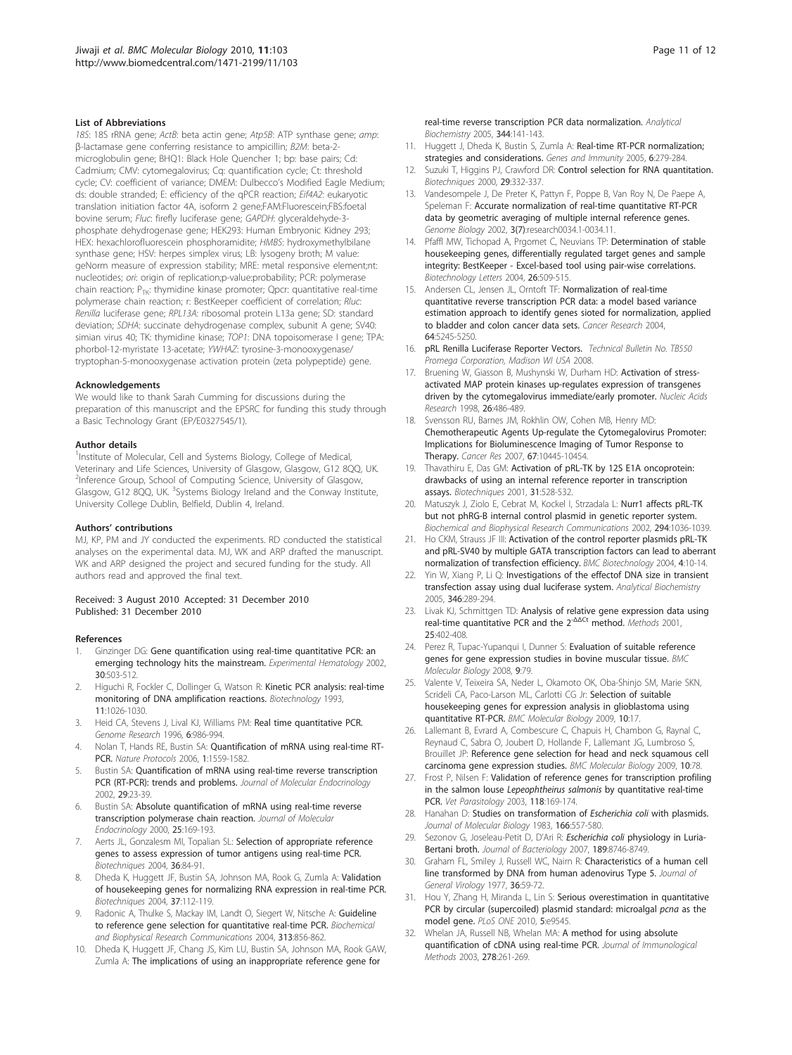### List of Abbreviations

*18S*: 18S rRNA gene; *ActB*: beta actin gene; *Atp5B*: ATP synthase gene; *amp*: β-lactamase gene conferring resistance to ampicillin; *B2M*: beta-2-microglobulin gene; BHQ1: Black Hole Quencher 1; bp: base pairs; Cd: Cadmium; CMV: cytomegalovirus; Cq: quantification cycle; Ct: threshold cycle; CV: coefficient of variance; DMEM: Dulbecco's Modified Eagle Medium; ds: double stranded; E: efficiency of the qPCR reaction; *Eif4A2*: eukaryotic translation initiation factor 4A, isoform 2 gene;FAM:Fluorescein;FBS:foetal bovine serum; *Fluc*: firefly luciferase gene; *GAPDH*: glyceraldehyde-3-phosphate dehydrogenase gene; HEK293: Human Embryonic Kidney 293; HEX: hexachlorofluorescein phosphoramidite; *HMBS*: hydroxymethylbilane synthase gene; HSV: herpes simplex virus; LB: lysogeny broth; M value: geNorm measure of expression stability; MRE: metal responsive element;nt: nucleotides; *ori*: origin of replication;p-value:probability; PCR: polymerase chain reaction; $P_{TK}$: thymidine kinase promoter; Qpcr: quantitative real-time polymerase chain reaction; r: BestKeeper coefficient of correlation; *Rluc*: *Renilla* luciferase gene; *RPL13A*: ribosomal protein L13a gene; SD: standard deviation; *SDHA*: succinate dehydrogenase complex, subunit A gene; SV40: simian virus 40; TK: thymidine kinase; *TOP1*: DNA topoisomerase I gene; TPA: phorbol-12-myristate 13-acetate; *YWHAZ*: tyrosine-3-monooxygenase/tryptophan-5-monooxygenase activation protein (zeta polypeptide) gene.

### Acknowledgements

We would like to thank Sarah Cumming for discussions during the preparation of this manuscript and the EPSRC for funding this study through a Basic Technology Grant (EP/E0327545/1).

### Author details

[1]Institute of Molecular, Cell and Systems Biology, College of Medical, Veterinary and Life Sciences, University of Glasgow, Glasgow, G12 8QQ, UK. [2]Inference Group, School of Computing Science, University of Glasgow, Glasgow, G12 8QQ, UK. [3]Systems Biology Ireland and the Conway Institute, University College Dublin, Belfield, Dublin 4, Ireland.

### Authors' contributions

MJ, KP, PM and JY conducted the experiments. RD conducted the statistical analyses on the experimental data. MJ, WK and ARP drafted the manuscript. WK and ARP designed the project and secured funding for the study. All authors read and approved the final text.

Received: 3 August 2010 Accepted: 31 December 2010
Published: 31 December 2010

### References

1. Ginzinger DG: Gene quantification using real-time quantitative PCR: an emerging technology hits the mainstream. *Experimental Hematology* 2002, **30**:503-512.
2. Higuchi R, Fockler C, Dollinger G, Watson R: Kinetic PCR analysis: real-time monitoring of DNA amplification reactions. *Biotechnology* 1993, **11**:1026-1030.
3. Heid CA, Stevens J, Lival KJ, Williams PM: Real time quantitative PCR. *Genome Research* 1996, **6**:986-994.
4. Nolan T, Hands RE, Bustin SA: Quantification of mRNA using real-time RT-PCR. *Nature Protocols* 2006, **1**:1559-1582.
5. Bustin SA: Quantification of mRNA using real-time reverse transcription PCR (RT-PCR): trends and problems. *Journal of Molecular Endocrinology* 2002, **29**:23-39.
6. Bustin SA: Absolute quantification of mRNA using real-time reverse transcription polymerase chain reaction. *Journal of Molecular Endocrinology* 2000, **25**:169-193.
7. Aerts JL, Gonzalesm MI, Topalian SL: Selection of appropriate reference genes to assess expression of tumor antigens using real-time PCR. *Biotechniques* 2004, **36**:84-91.
8. Dheda K, Huggett JF, Bustin SA, Johnson MA, Rook G, Zumla A: Validation of housekeeping genes for normalizing RNA expression in real-time PCR. *Biotechniques* 2004, **37**:112-119.
9. Radonic A, Thulke S, Mackay IM, Landt O, Siegert W, Nitsche A: Guideline to reference gene selection for quantitative real-time PCR. *Biochemical and Biophysical Research Communications* 2004, **313**:856-862.
10. Dheda K, Huggett JF, Chang JS, Kim LU, Bustin SA, Johnson MA, Rook GAW, Zumla A: The implications of using an inappropriate reference gene for real-time reverse transcription PCR data normalization. *Analytical Biochemistry* 2005, **344**:141-143.
11. Huggett J, Dheda K, Bustin S, Zumla A: Real-time RT-PCR normalization; strategies and considerations. *Genes and Immunity* 2005, **6**:279-284.
12. Suzuki T, Higgins PJ, Crawford DR: Control selection for RNA quantitation. *Biotechniques* 2000, **29**:332-337.
13. Vandesompele J, De Preter K, Pattyn F, Poppe B, Van Roy N, De Paepe A, Speleman F: Accurate normalization of real-time quantitative RT-PCR data by geometric averaging of multiple internal reference genes. *Genome Biology* 2002, **3(7)**:research0034.1-0034.11.
14. Pfaffl MW, Tichopad A, Prgomet C, Neuvians TP: Determination of stable housekeeping genes, differentially regulated target genes and sample integrity: BestKeeper - Excel-based tool using pair-wise correlations. *Biotechnology Letters* 2004, **26**:509-515.
15. Andersen CL, Jensen JL, Orntoft TF: Normalization of real-time quantitative reverse transcription PCR data: a model based variance estimation approach to identify genes sioted for normalization, applied to bladder and colon cancer data sets. *Cancer Research* 2004, **64**:5245-5250.
16. pRL Renilla Luciferase Reporter Vectors. *Technical Bulletin No. TB550 Promega Corporation, Madison WI USA* 2008.
17. Bruening W, Giasson B, Mushynski W, Durham HD: Activation of stress-activated MAP protein kinases up-regulates expression of transgenes driven by the cytomegalovirus immediate/early promoter. *Nucleic Acids Research* 1998, **26**:486-489.
18. Svensson RU, Barnes JM, Rokhlin OW, Cohen MB, Henry MD: Chemotherapeutic Agents Up-regulate the Cytomegalovirus Promoter: Implications for Bioluminescence Imaging of Tumor Response to Therapy. *Cancer Res* 2007, **67**:10445-10454.
19. Thavathiru E, Das GM: Activation of pRL-TK by 12S E1A oncoprotein: drawbacks of using an internal reference reporter in transcription assays. *Biotechniques* 2001, **31**:528-532.
20. Matuszyk J, Ziolo E, Cebrat M, Kockel I, Strzadala L: Nurr1 affects pRL-TK but not phRG-B internal control plasmid in genetic reporter system. *Biochemical and Biophysical Research Communications* 2002, **294**:1036-1039.
21. Ho CKM, Strauss JF III: Activation of the control reporter plasmids pRL-TK and pRL-SV40 by multiple GATA transcription factors can lead to aberrant normalization of transfection efficiency. *BMC Biotechnology* 2004, **4**:10-14.
22. Yin W, Xiang P, Li Q: Investigations of the effectof DNA size in transient transfection assay using dual luciferase system. *Analytical Biochemistry* 2005, **346**:289-294.
23. Livak KJ, Schmittgen TD: Analysis of relative gene expression data using real-time quantitative PCR and the $2^{-\Delta\Delta Ct}$ method. *Methods* 2001, **25**:402-408.
24. Perez R, Tupac-Yupanqui I, Dunner S: Evaluation of suitable reference genes for gene expression studies in bovine muscular tissue. *BMC Molecular Biology* 2008, **9**:79.
25. Valente V, Teixeira SA, Neder L, Okamoto OK, Oba-Shinjo SM, Marie SKN, Scrideli CA, Paco-Larson ML, Carlotti CG Jr: Selection of suitable housekeeping genes for expression analysis in glioblastoma using quantitative RT-PCR. *BMC Molecular Biology* 2009, **10**:17.
26. Lallemant B, Evrard A, Combescure C, Chapuis H, Chambon G, Raynal C, Reynaud C, Sabra O, Joubert D, Hollande F, Lallemant JG, Lumbroso S, Brouillet JP: Reference gene selection for head and neck squamous cell carcinoma gene expression studies. *BMC Molecular Biology* 2009, **10**:78.
27. Frost P, Nilsen F: Validation of reference genes for transcription profiling in the salmon louse *Lepeophtheirus salmonis* by quantitative real-time PCR. *Vet Parasitology* 2003, **118**:169-174.
28. Hanahan D: Studies on transformation of *Escherichia coli* with plasmids. *Journal of Molecular Biology* 1983, **166**:557-580.
29. Sezonov G, Joseleau-Petit D, D'Ari R: *Escherichia coli* physiology in Luria-Bertani broth. *Journal of Bacteriology* 2007, **189**:8746-8749.
30. Graham FL, Smiley J, Russell WC, Nairn R: Characteristics of a human cell line transformed by DNA from human adenovirus Type 5. *Journal of General Virology* 1977, **36**:59-72.
31. Hou Y, Zhang H, Miranda L, Lin S: Serious overestimation in quantitative PCR by circular (supercoiled) plasmid standard: microalgal *pcna* as the model gene. *PLoS ONE* 2010, **5**:e9545.
32. Whelan JA, Russell NB, Whelan MA: A method for using absolute quantification of cDNA using real-time PCR. *Journal of Immunological Methods* 2003, **278**:261-269.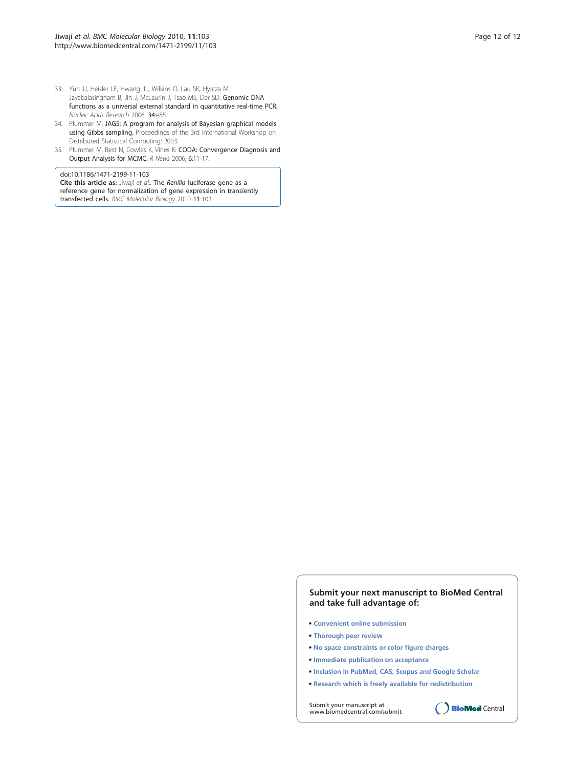33. Yun JJ, Heisler LE, Hwang IIL, Wilkins O, Lau SK, Hyrcza M, Jayabalasingham B, Jin J, McLaurin J, Tsao MS, Der SD: **Genomic DNA functions as a universal external standard in quantitative real-time PCR.** *Nucleic Acids Research* 2006, **34**:e85.
34. Plummer M: **JAGS: A program for analysis of Bayesian graphical models using Gibbs sampling.** Proceedings of the 3rd International Workshop on Distributed Statistical Computing; 2003.
35. Plummer M, Best N, Cowles K, Vines K: **CODA: Convergence Diagnosis and Output Analysis for MCMC.** *R News* 2006, **6**:11-17.

doi:10.1186/1471-2199-11-103
**Cite this article as:** Jiwaji *et al.*: The *Renilla* luciferase gene as a reference gene for normalization of gene expression in transiently transfected cells. *BMC Molecular Biology* 2010 **11**:103.

**Submit your next manuscript to BioMed Central and take full advantage of:**

- **Convenient online submission**
- **Thorough peer review**
- **No space constraints or color figure charges**
- **Immediate publication on acceptance**
- **Inclusion in PubMed, CAS, Scopus and Google Scholar**
- **Research which is freely available for redistribution**

Submit your manuscript at
www.biomedcentral.com/submit

BioMed Central